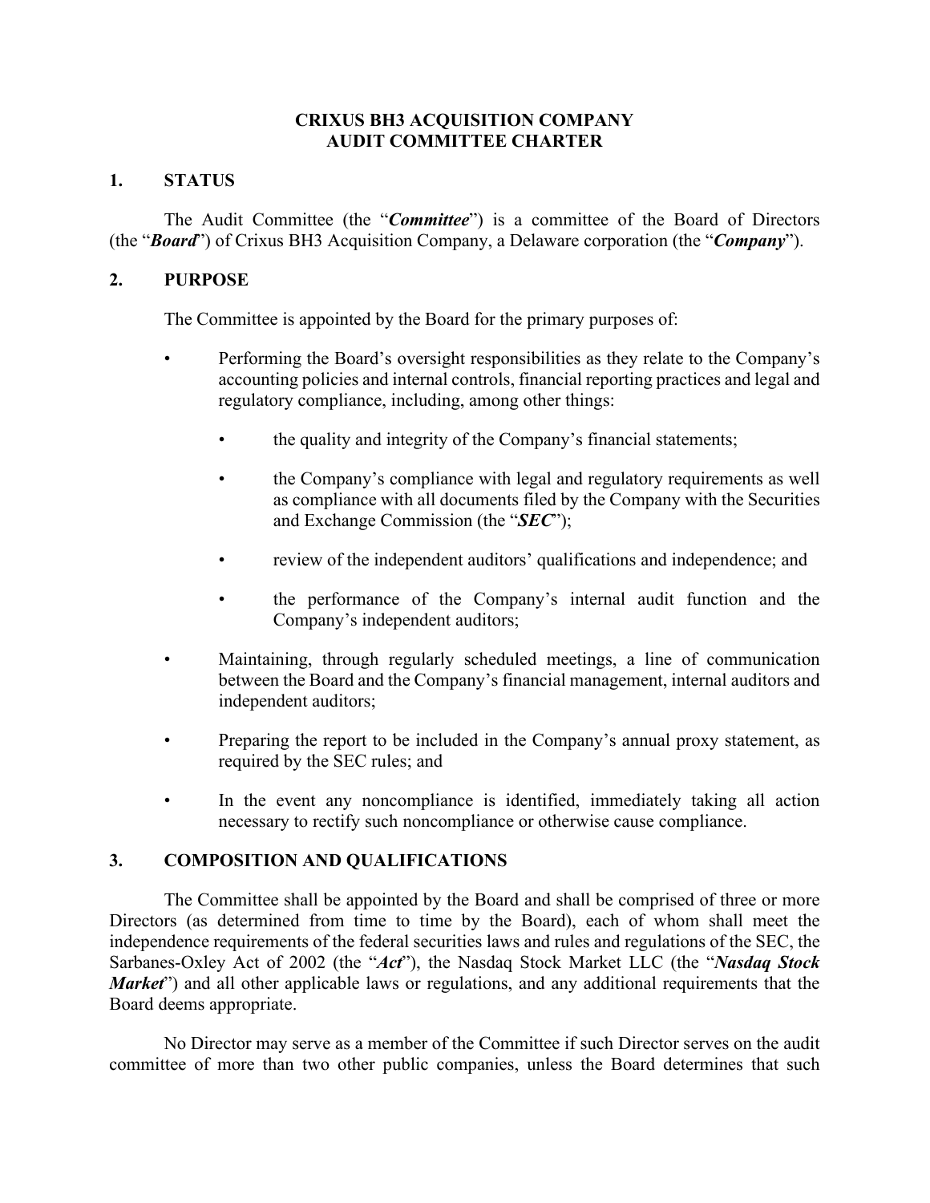# CRIXUS BH3 ACQUISITION COMPANY
# AUDIT COMMITTEE CHARTER

## 1. STATUS

The Audit Committee (the "***Committee***") is a committee of the Board of Directors (the "***Board***") of Crixus BH3 Acquisition Company, a Delaware corporation (the "***Company***").

## 2. PURPOSE

The Committee is appointed by the Board for the primary purposes of:

- Performing the Board's oversight responsibilities as they relate to the Company's accounting policies and internal controls, financial reporting practices and legal and regulatory compliance, including, among other things:
  - the quality and integrity of the Company's financial statements;
  - the Company's compliance with legal and regulatory requirements as well as compliance with all documents filed by the Company with the Securities and Exchange Commission (the "***SEC***");
  - review of the independent auditors' qualifications and independence; and
  - the performance of the Company's internal audit function and the Company's independent auditors;
- Maintaining, through regularly scheduled meetings, a line of communication between the Board and the Company's financial management, internal auditors and independent auditors;
- Preparing the report to be included in the Company's annual proxy statement, as required by the SEC rules; and
- In the event any noncompliance is identified, immediately taking all action necessary to rectify such noncompliance or otherwise cause compliance.

## 3. COMPOSITION AND QUALIFICATIONS

The Committee shall be appointed by the Board and shall be comprised of three or more Directors (as determined from time to time by the Board), each of whom shall meet the independence requirements of the federal securities laws and rules and regulations of the SEC, the Sarbanes-Oxley Act of 2002 (the "***Act***"), the Nasdaq Stock Market LLC (the "***Nasdaq Stock Market***") and all other applicable laws or regulations, and any additional requirements that the Board deems appropriate.

No Director may serve as a member of the Committee if such Director serves on the audit committee of more than two other public companies, unless the Board determines that such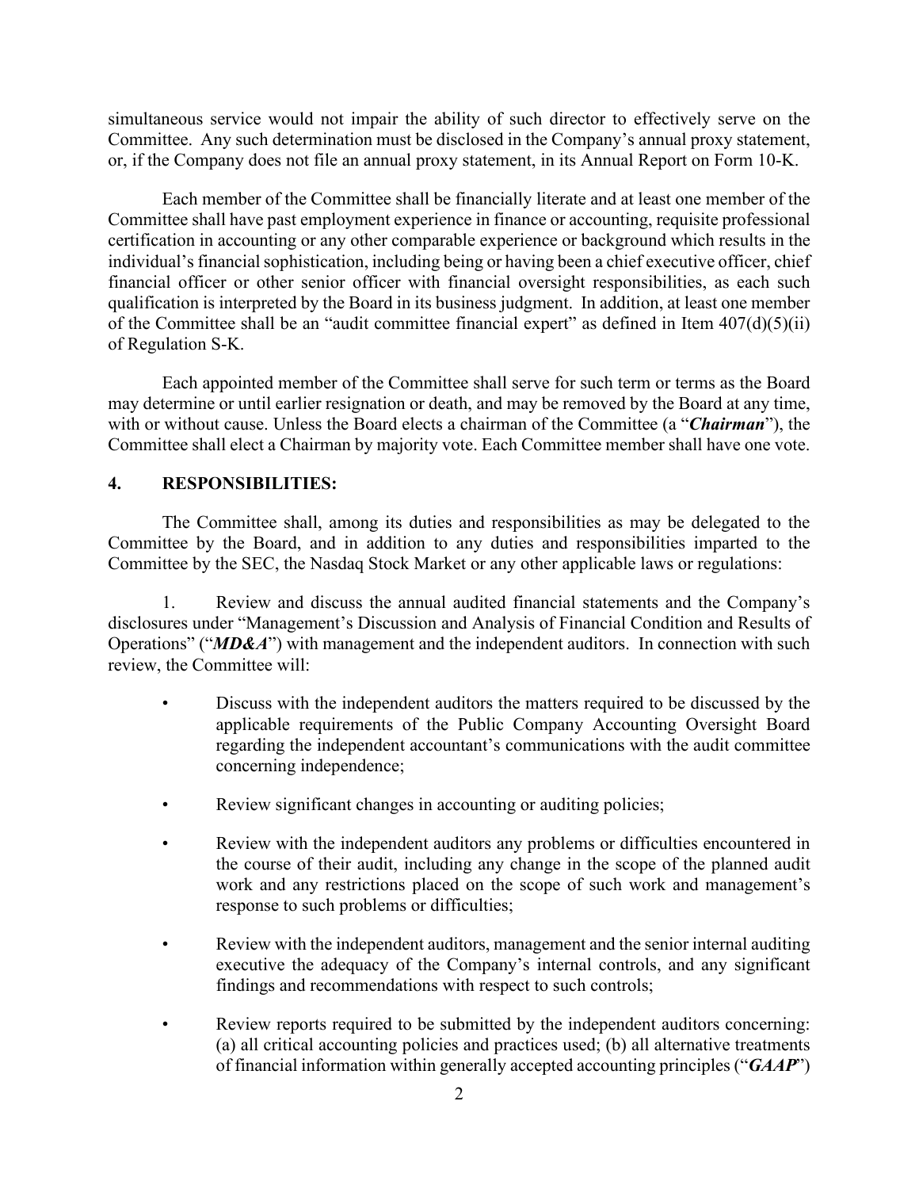simultaneous service would not impair the ability of such director to effectively serve on the Committee. Any such determination must be disclosed in the Company's annual proxy statement, or, if the Company does not file an annual proxy statement, in its Annual Report on Form 10-K.

Each member of the Committee shall be financially literate and at least one member of the Committee shall have past employment experience in finance or accounting, requisite professional certification in accounting or any other comparable experience or background which results in the individual's financial sophistication, including being or having been a chief executive officer, chief financial officer or other senior officer with financial oversight responsibilities, as each such qualification is interpreted by the Board in its business judgment. In addition, at least one member of the Committee shall be an "audit committee financial expert" as defined in Item 407(d)(5)(ii) of Regulation S-K.

Each appointed member of the Committee shall serve for such term or terms as the Board may determine or until earlier resignation or death, and may be removed by the Board at any time, with or without cause. Unless the Board elects a chairman of the Committee (a "***Chairman***"), the Committee shall elect a Chairman by majority vote. Each Committee member shall have one vote.

**4. RESPONSIBILITIES:**

The Committee shall, among its duties and responsibilities as may be delegated to the Committee by the Board, and in addition to any duties and responsibilities imparted to the Committee by the SEC, the Nasdaq Stock Market or any other applicable laws or regulations:

1. Review and discuss the annual audited financial statements and the Company's disclosures under "Management's Discussion and Analysis of Financial Condition and Results of Operations" ("***MD&A***") with management and the independent auditors. In connection with such review, the Committee will:

- Discuss with the independent auditors the matters required to be discussed by the applicable requirements of the Public Company Accounting Oversight Board regarding the independent accountant's communications with the audit committee concerning independence;
- Review significant changes in accounting or auditing policies;
- Review with the independent auditors any problems or difficulties encountered in the course of their audit, including any change in the scope of the planned audit work and any restrictions placed on the scope of such work and management's response to such problems or difficulties;
- Review with the independent auditors, management and the senior internal auditing executive the adequacy of the Company's internal controls, and any significant findings and recommendations with respect to such controls;
- Review reports required to be submitted by the independent auditors concerning: (a) all critical accounting policies and practices used; (b) all alternative treatments of financial information within generally accepted accounting principles ("***GAAP***")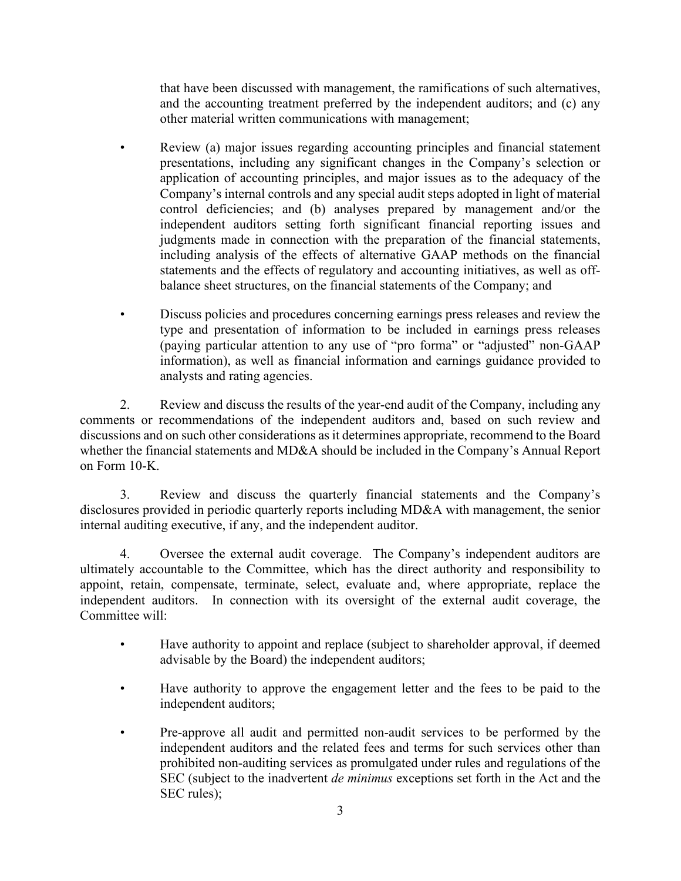that have been discussed with management, the ramifications of such alternatives, and the accounting treatment preferred by the independent auditors; and (c) any other material written communications with management;

- Review (a) major issues regarding accounting principles and financial statement presentations, including any significant changes in the Company's selection or application of accounting principles, and major issues as to the adequacy of the Company's internal controls and any special audit steps adopted in light of material control deficiencies; and (b) analyses prepared by management and/or the independent auditors setting forth significant financial reporting issues and judgments made in connection with the preparation of the financial statements, including analysis of the effects of alternative GAAP methods on the financial statements and the effects of regulatory and accounting initiatives, as well as off-balance sheet structures, on the financial statements of the Company; and

- Discuss policies and procedures concerning earnings press releases and review the type and presentation of information to be included in earnings press releases (paying particular attention to any use of "pro forma" or "adjusted" non-GAAP information), as well as financial information and earnings guidance provided to analysts and rating agencies.

2. Review and discuss the results of the year-end audit of the Company, including any comments or recommendations of the independent auditors and, based on such review and discussions and on such other considerations as it determines appropriate, recommend to the Board whether the financial statements and MD&A should be included in the Company's Annual Report on Form 10-K.

3. Review and discuss the quarterly financial statements and the Company's disclosures provided in periodic quarterly reports including MD&A with management, the senior internal auditing executive, if any, and the independent auditor.

4. Oversee the external audit coverage. The Company's independent auditors are ultimately accountable to the Committee, which has the direct authority and responsibility to appoint, retain, compensate, terminate, select, evaluate and, where appropriate, replace the independent auditors. In connection with its oversight of the external audit coverage, the Committee will:

- Have authority to appoint and replace (subject to shareholder approval, if deemed advisable by the Board) the independent auditors;

- Have authority to approve the engagement letter and the fees to be paid to the independent auditors;

- Pre-approve all audit and permitted non-audit services to be performed by the independent auditors and the related fees and terms for such services other than prohibited non-auditing services as promulgated under rules and regulations of the SEC (subject to the inadvertent *de minimus* exceptions set forth in the Act and the SEC rules);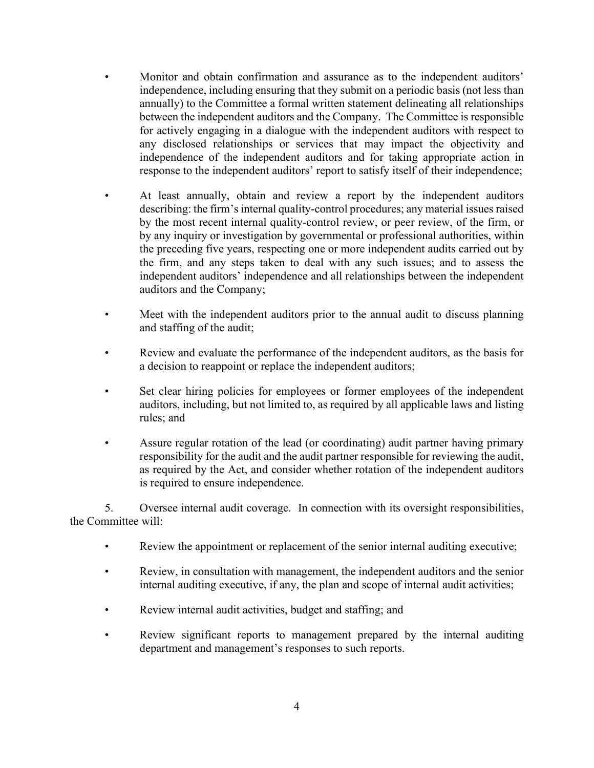- Monitor and obtain confirmation and assurance as to the independent auditors' independence, including ensuring that they submit on a periodic basis (not less than annually) to the Committee a formal written statement delineating all relationships between the independent auditors and the Company. The Committee is responsible for actively engaging in a dialogue with the independent auditors with respect to any disclosed relationships or services that may impact the objectivity and independence of the independent auditors and for taking appropriate action in response to the independent auditors' report to satisfy itself of their independence;

- At least annually, obtain and review a report by the independent auditors describing: the firm's internal quality-control procedures; any material issues raised by the most recent internal quality-control review, or peer review, of the firm, or by any inquiry or investigation by governmental or professional authorities, within the preceding five years, respecting one or more independent audits carried out by the firm, and any steps taken to deal with any such issues; and to assess the independent auditors' independence and all relationships between the independent auditors and the Company;

- Meet with the independent auditors prior to the annual audit to discuss planning and staffing of the audit;

- Review and evaluate the performance of the independent auditors, as the basis for a decision to reappoint or replace the independent auditors;

- Set clear hiring policies for employees or former employees of the independent auditors, including, but not limited to, as required by all applicable laws and listing rules; and

- Assure regular rotation of the lead (or coordinating) audit partner having primary responsibility for the audit and the audit partner responsible for reviewing the audit, as required by the Act, and consider whether rotation of the independent auditors is required to ensure independence.

5. Oversee internal audit coverage. In connection with its oversight responsibilities, the Committee will:

- Review the appointment or replacement of the senior internal auditing executive;

- Review, in consultation with management, the independent auditors and the senior internal auditing executive, if any, the plan and scope of internal audit activities;

- Review internal audit activities, budget and staffing; and

- Review significant reports to management prepared by the internal auditing department and management's responses to such reports.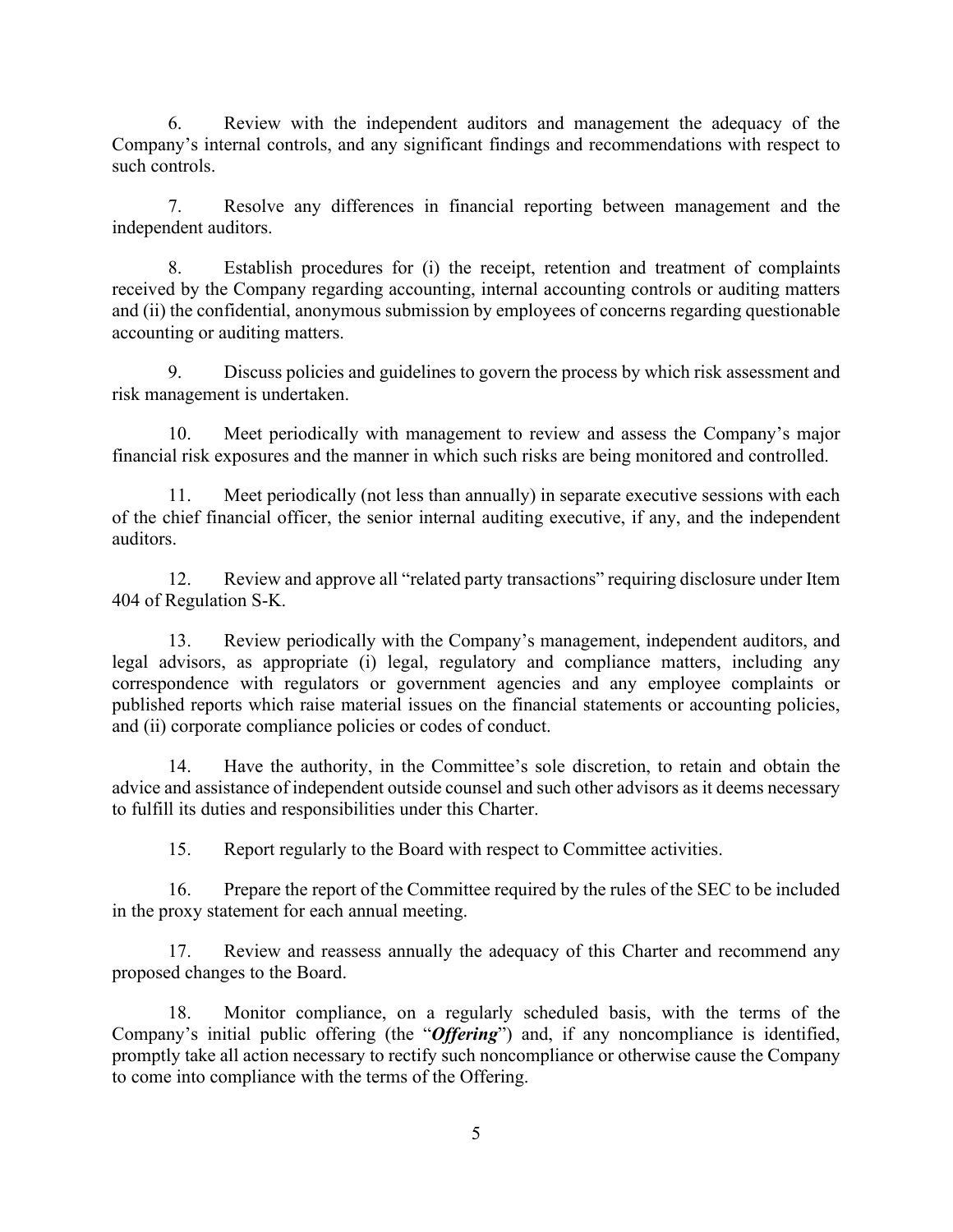6. Review with the independent auditors and management the adequacy of the Company's internal controls, and any significant findings and recommendations with respect to such controls.

7. Resolve any differences in financial reporting between management and the independent auditors.

8. Establish procedures for (i) the receipt, retention and treatment of complaints received by the Company regarding accounting, internal accounting controls or auditing matters and (ii) the confidential, anonymous submission by employees of concerns regarding questionable accounting or auditing matters.

9. Discuss policies and guidelines to govern the process by which risk assessment and risk management is undertaken.

10. Meet periodically with management to review and assess the Company's major financial risk exposures and the manner in which such risks are being monitored and controlled.

11. Meet periodically (not less than annually) in separate executive sessions with each of the chief financial officer, the senior internal auditing executive, if any, and the independent auditors.

12. Review and approve all "related party transactions" requiring disclosure under Item 404 of Regulation S-K.

13. Review periodically with the Company's management, independent auditors, and legal advisors, as appropriate (i) legal, regulatory and compliance matters, including any correspondence with regulators or government agencies and any employee complaints or published reports which raise material issues on the financial statements or accounting policies, and (ii) corporate compliance policies or codes of conduct.

14. Have the authority, in the Committee's sole discretion, to retain and obtain the advice and assistance of independent outside counsel and such other advisors as it deems necessary to fulfill its duties and responsibilities under this Charter.

15. Report regularly to the Board with respect to Committee activities.

16. Prepare the report of the Committee required by the rules of the SEC to be included in the proxy statement for each annual meeting.

17. Review and reassess annually the adequacy of this Charter and recommend any proposed changes to the Board.

18. Monitor compliance, on a regularly scheduled basis, with the terms of the Company's initial public offering (the "***Offering***") and, if any noncompliance is identified, promptly take all action necessary to rectify such noncompliance or otherwise cause the Company to come into compliance with the terms of the Offering.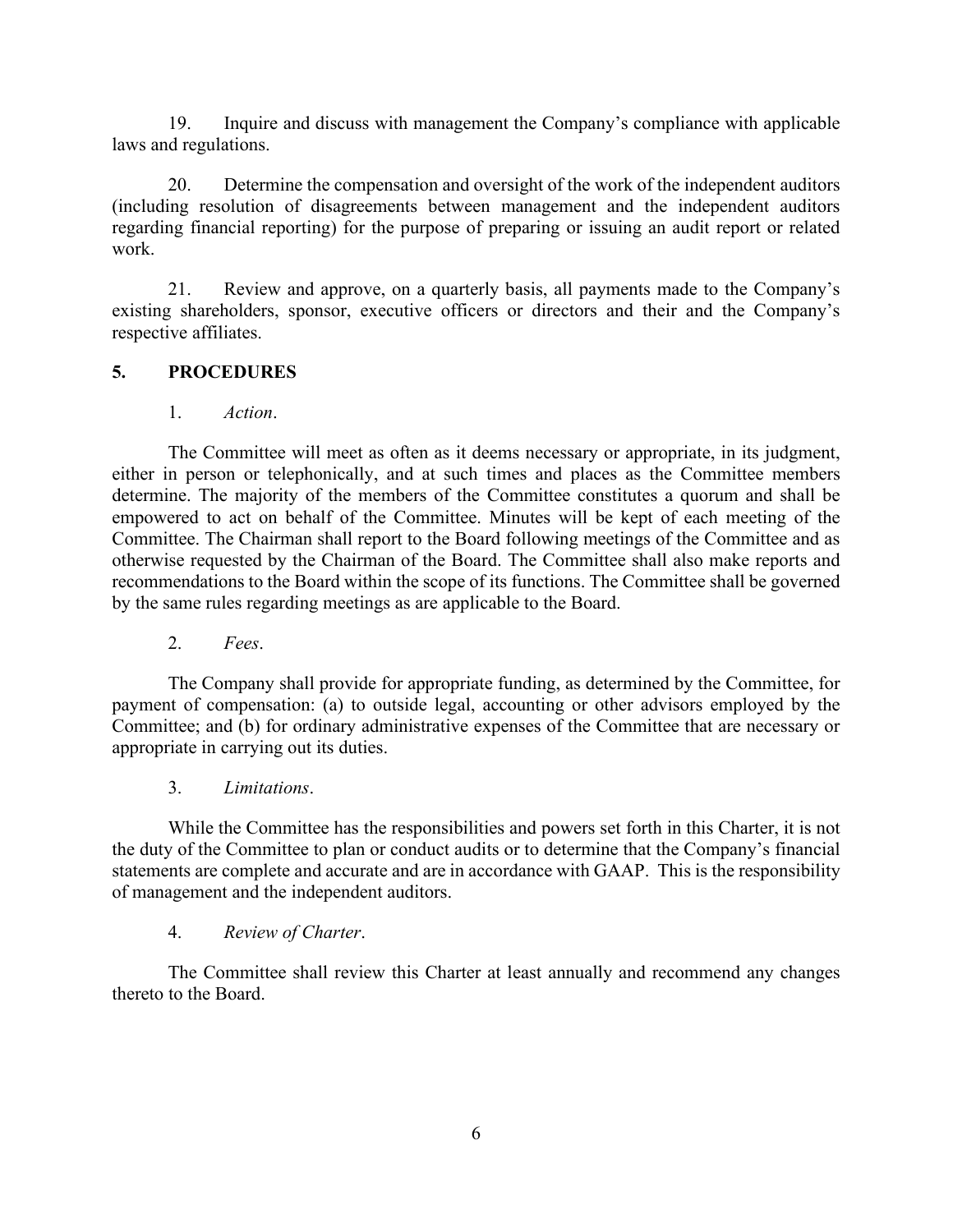19. Inquire and discuss with management the Company's compliance with applicable laws and regulations.

20. Determine the compensation and oversight of the work of the independent auditors (including resolution of disagreements between management and the independent auditors regarding financial reporting) for the purpose of preparing or issuing an audit report or related work.

21. Review and approve, on a quarterly basis, all payments made to the Company's existing shareholders, sponsor, executive officers or directors and their and the Company's respective affiliates.

## 5. PROCEDURES

1. *Action*.

The Committee will meet as often as it deems necessary or appropriate, in its judgment, either in person or telephonically, and at such times and places as the Committee members determine. The majority of the members of the Committee constitutes a quorum and shall be empowered to act on behalf of the Committee. Minutes will be kept of each meeting of the Committee. The Chairman shall report to the Board following meetings of the Committee and as otherwise requested by the Chairman of the Board. The Committee shall also make reports and recommendations to the Board within the scope of its functions. The Committee shall be governed by the same rules regarding meetings as are applicable to the Board.

2. *Fees*.

The Company shall provide for appropriate funding, as determined by the Committee, for payment of compensation: (a) to outside legal, accounting or other advisors employed by the Committee; and (b) for ordinary administrative expenses of the Committee that are necessary or appropriate in carrying out its duties.

3. *Limitations*.

While the Committee has the responsibilities and powers set forth in this Charter, it is not the duty of the Committee to plan or conduct audits or to determine that the Company's financial statements are complete and accurate and are in accordance with GAAP. This is the responsibility of management and the independent auditors.

4. *Review of Charter*.

The Committee shall review this Charter at least annually and recommend any changes thereto to the Board.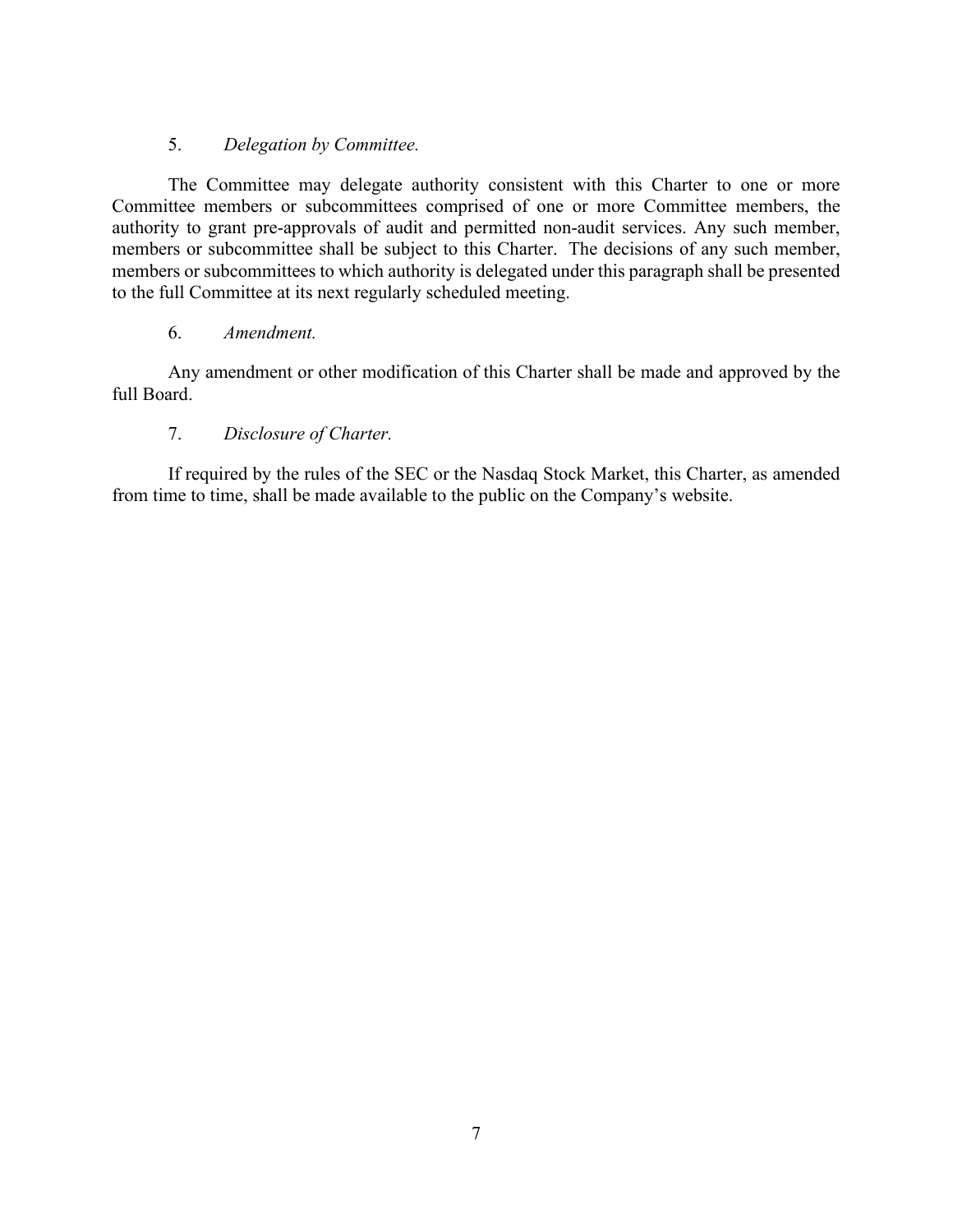5. *Delegation by Committee.*

The Committee may delegate authority consistent with this Charter to one or more Committee members or subcommittees comprised of one or more Committee members, the authority to grant pre-approvals of audit and permitted non-audit services. Any such member, members or subcommittee shall be subject to this Charter. The decisions of any such member, members or subcommittees to which authority is delegated under this paragraph shall be presented to the full Committee at its next regularly scheduled meeting.

6. *Amendment.*

Any amendment or other modification of this Charter shall be made and approved by the full Board.

7. *Disclosure of Charter.*

If required by the rules of the SEC or the Nasdaq Stock Market, this Charter, as amended from time to time, shall be made available to the public on the Company's website.